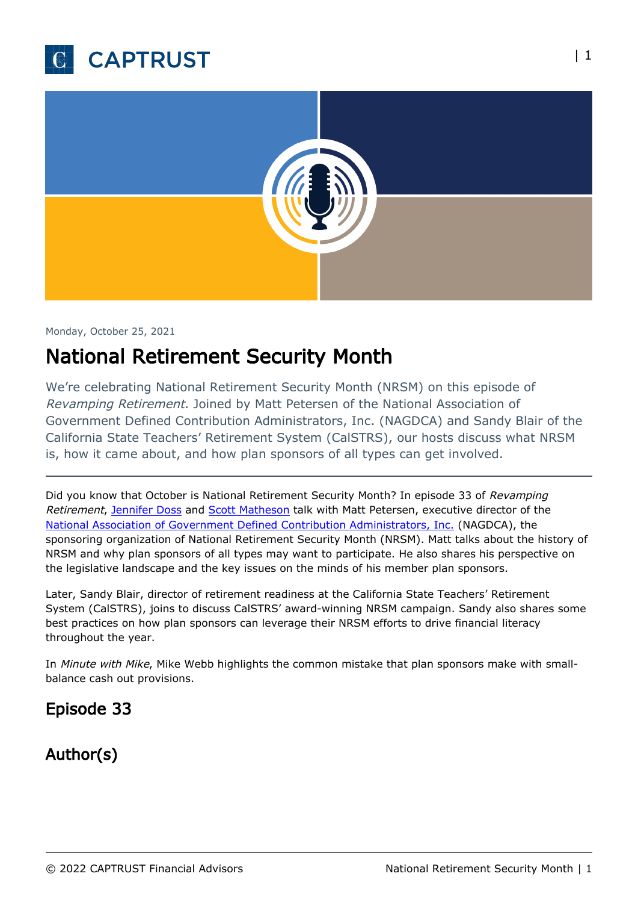Monday, October 25, 2021

# National Retirement Security Month

We're celebrating National Retirement Security Month (NRSM) on this episode of *Revamping Retirement*. Joined by Matt Petersen of the National Association of Government Defined Contribution Administrators, Inc. (NAGDCA) and Sandy Blair of the California State Teachers' Retirement System (CalSTRS), our hosts discuss what NRSM is, how it came about, and how plan sponsors of all types can get involved.

---

Did you know that October is National Retirement Security Month? In episode 33 of *Revamping Retirement*, Jennifer Doss and Scott Matheson talk with Matt Petersen, executive director of the National Association of Government Defined Contribution Administrators, Inc. (NAGDCA), the sponsoring organization of National Retirement Security Month (NRSM). Matt talks about the history of NRSM and why plan sponsors of all types may want to participate. He also shares his perspective on the legislative landscape and the key issues on the minds of his member plan sponsors.

Later, Sandy Blair, director of retirement readiness at the California State Teachers' Retirement System (CalSTRS), joins to discuss CalSTRS' award-winning NRSM campaign. Sandy also shares some best practices on how plan sponsors can leverage their NRSM efforts to drive financial literacy throughout the year.

In *Minute with Mike*, Mike Webb highlights the common mistake that plan sponsors make with small-balance cash out provisions.

## Episode 33

## Author(s)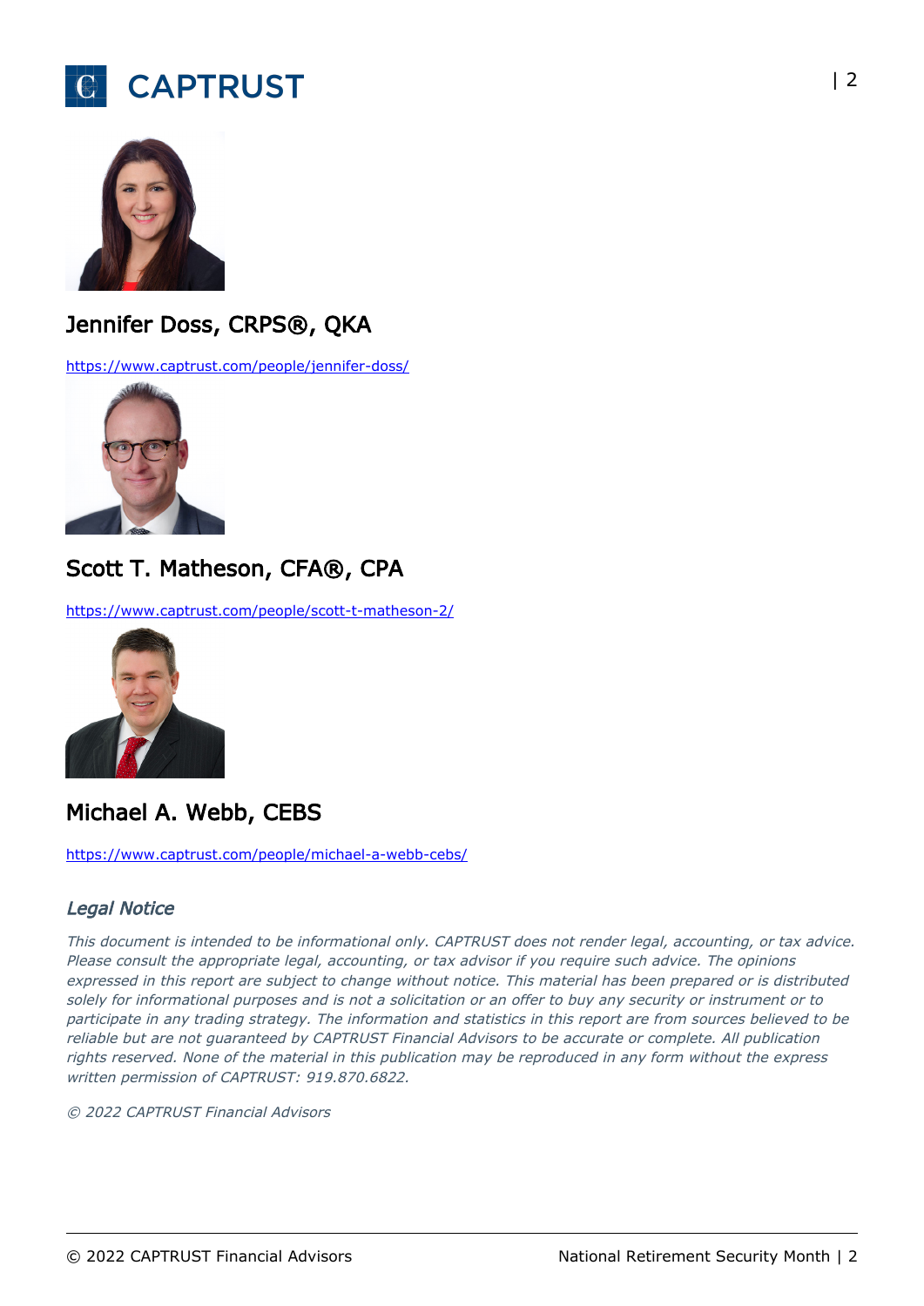### Jennifer Doss, CRPS®, QKA

https://www.captrust.com/people/jennifer-doss/

### Scott T. Matheson, CFA®, CPA

https://www.captrust.com/people/scott-t-matheson-2/

### Michael A. Webb, CEBS

https://www.captrust.com/people/michael-a-webb-cebs/

#### *Legal Notice*

*This document is intended to be informational only. CAPTRUST does not render legal, accounting, or tax advice. Please consult the appropriate legal, accounting, or tax advisor if you require such advice. The opinions expressed in this report are subject to change without notice. This material has been prepared or is distributed solely for informational purposes and is not a solicitation or an offer to buy any security or instrument or to participate in any trading strategy. The information and statistics in this report are from sources believed to be reliable but are not guaranteed by CAPTRUST Financial Advisors to be accurate or complete. All publication rights reserved. None of the material in this publication may be reproduced in any form without the express written permission of CAPTRUST: 919.870.6822.*

*© 2022 CAPTRUST Financial Advisors*